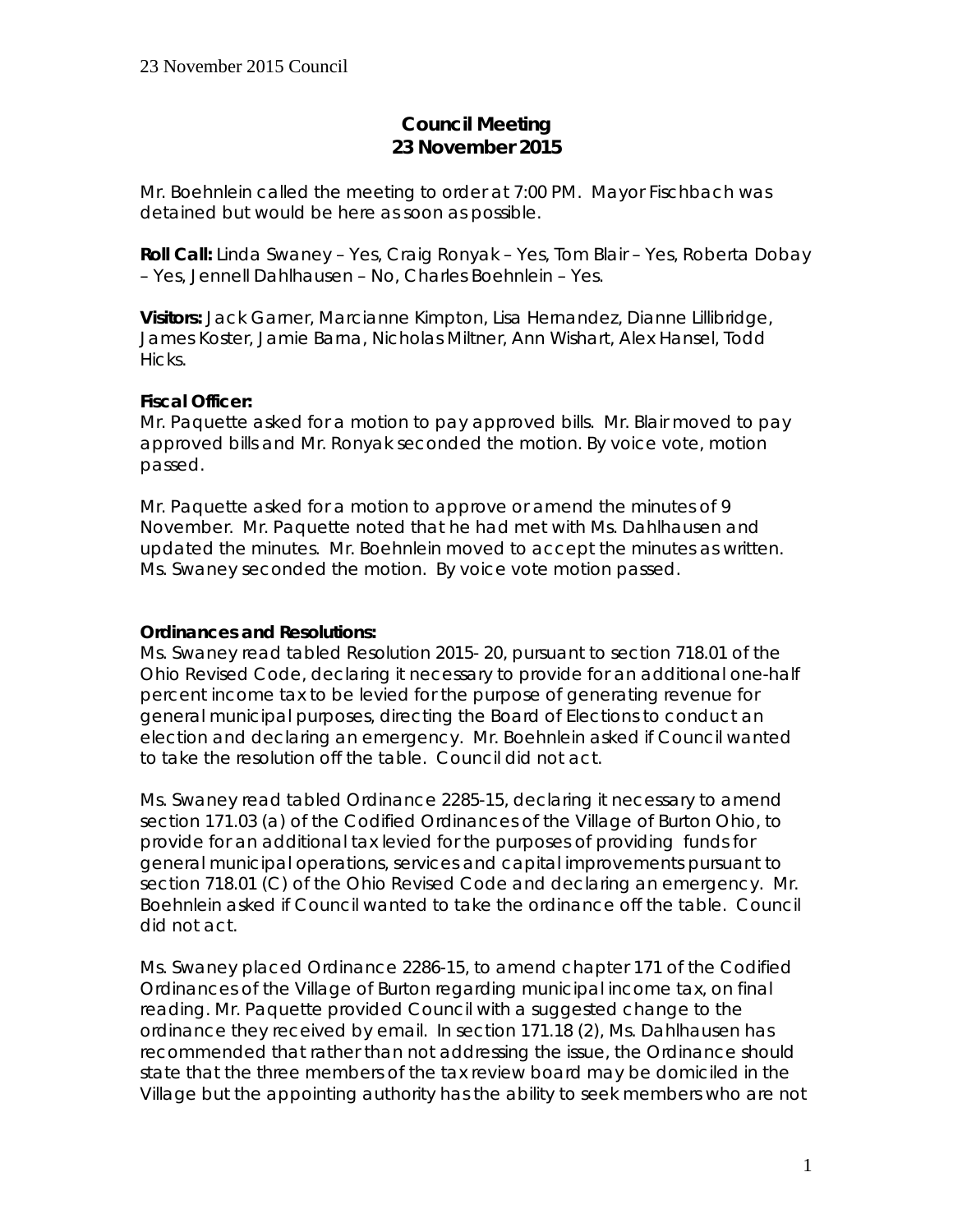# Council Meeting
# 23 November 2015

Mr. Boehnlein called the meeting to order at 7:00 PM. Mayor Fischbach was detained but would be here as soon as possible.

**Roll Call:** Linda Swaney – Yes, Craig Ronyak – Yes, Tom Blair – Yes, Roberta Dobay – Yes, Jennell Dahlhausen – No, Charles Boehnlein – Yes.

**Visitors:** Jack Garner, Marcianne Kimpton, Lisa Hernandez, Dianne Lillibridge, James Koster, Jamie Barna, Nicholas Miltner, Ann Wishart, Alex Hansel, Todd Hicks.

**Fiscal Officer:**
Mr. Paquette asked for a motion to pay approved bills. Mr. Blair moved to pay approved bills and Mr. Ronyak seconded the motion. By voice vote, motion passed.

Mr. Paquette asked for a motion to approve or amend the minutes of 9 November. Mr. Paquette noted that he had met with Ms. Dahlhausen and updated the minutes. Mr. Boehnlein moved to accept the minutes as written. Ms. Swaney seconded the motion. By voice vote motion passed.

**Ordinances and Resolutions:**
Ms. Swaney read tabled Resolution 2015- 20, pursuant to section 718.01 of the Ohio Revised Code, declaring it necessary to provide for an additional one-half percent income tax to be levied for the purpose of generating revenue for general municipal purposes, directing the Board of Elections to conduct an election and declaring an emergency. Mr. Boehnlein asked if Council wanted to take the resolution off the table. Council did not act.

Ms. Swaney read tabled Ordinance 2285-15, declaring it necessary to amend section 171.03 (a) of the Codified Ordinances of the Village of Burton Ohio, to provide for an additional tax levied for the purposes of providing funds for general municipal operations, services and capital improvements pursuant to section 718.01 (C) of the Ohio Revised Code and declaring an emergency. Mr. Boehnlein asked if Council wanted to take the ordinance off the table. Council did not act.

Ms. Swaney placed Ordinance 2286-15, to amend chapter 171 of the Codified Ordinances of the Village of Burton regarding municipal income tax, on final reading. Mr. Paquette provided Council with a suggested change to the ordinance they received by email. In section 171.18 (2), Ms. Dahlhausen has recommended that rather than not addressing the issue, the Ordinance should state that the three members of the tax review board may be domiciled in the Village but the appointing authority has the ability to seek members who are not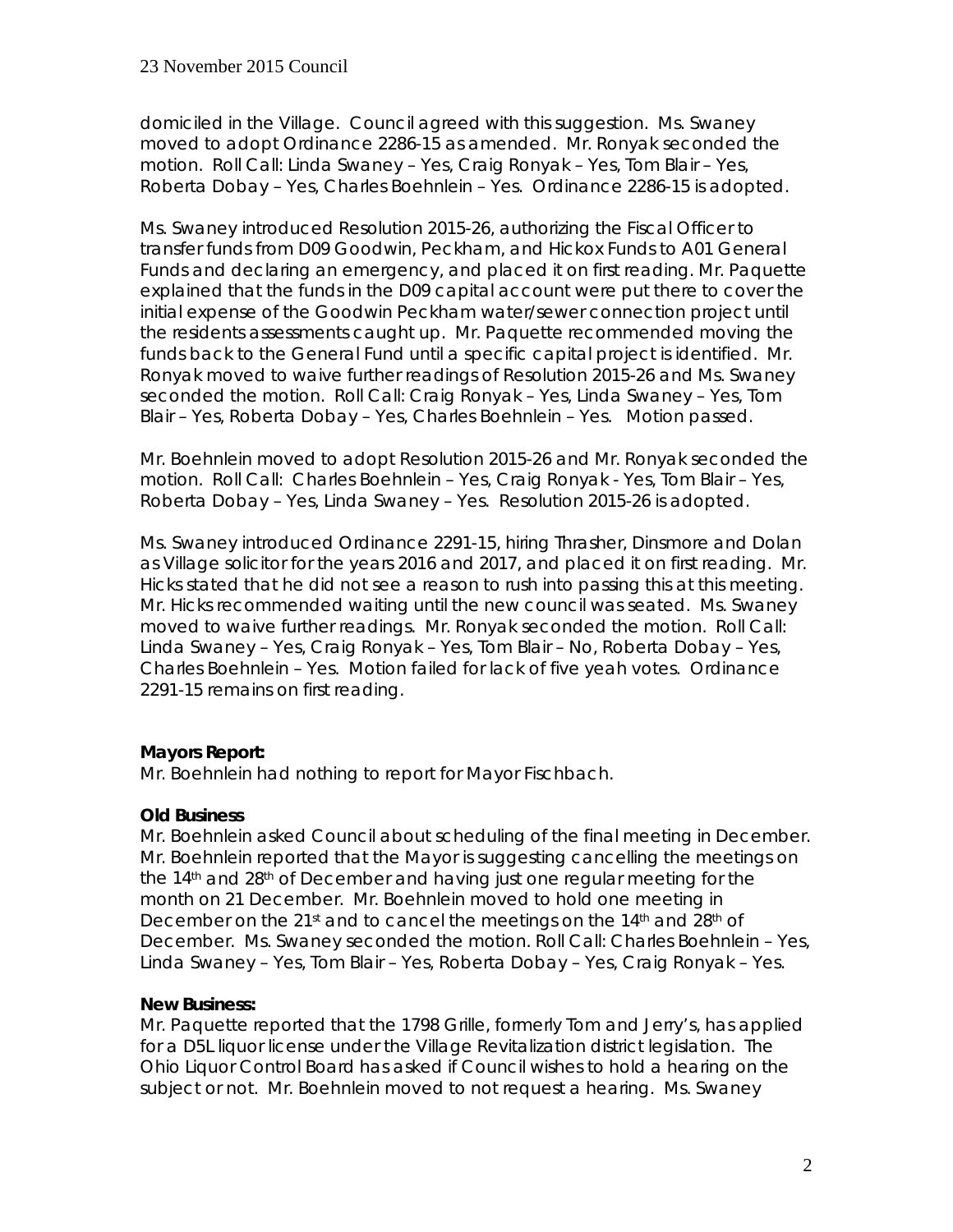domiciled in the Village. Council agreed with this suggestion. Ms. Swaney moved to adopt Ordinance 2286-15 as amended. Mr. Ronyak seconded the motion. Roll Call: Linda Swaney – Yes, Craig Ronyak – Yes, Tom Blair – Yes, Roberta Dobay – Yes, Charles Boehnlein – Yes. Ordinance 2286-15 is adopted.

Ms. Swaney introduced Resolution 2015-26, authorizing the Fiscal Officer to transfer funds from D09 Goodwin, Peckham, and Hickox Funds to A01 General Funds and declaring an emergency, and placed it on first reading. Mr. Paquette explained that the funds in the D09 capital account were put there to cover the initial expense of the Goodwin Peckham water/sewer connection project until the residents assessments caught up. Mr. Paquette recommended moving the funds back to the General Fund until a specific capital project is identified. Mr. Ronyak moved to waive further readings of Resolution 2015-26 and Ms. Swaney seconded the motion. Roll Call: Craig Ronyak – Yes, Linda Swaney – Yes, Tom Blair – Yes, Roberta Dobay – Yes, Charles Boehnlein – Yes. Motion passed.

Mr. Boehnlein moved to adopt Resolution 2015-26 and Mr. Ronyak seconded the motion. Roll Call: Charles Boehnlein – Yes, Craig Ronyak - Yes, Tom Blair – Yes, Roberta Dobay – Yes, Linda Swaney – Yes. Resolution 2015-26 is adopted.

Ms. Swaney introduced Ordinance 2291-15, hiring Thrasher, Dinsmore and Dolan as Village solicitor for the years 2016 and 2017, and placed it on first reading. Mr. Hicks stated that he did not see a reason to rush into passing this at this meeting. Mr. Hicks recommended waiting until the new council was seated. Ms. Swaney moved to waive further readings. Mr. Ronyak seconded the motion. Roll Call: Linda Swaney – Yes, Craig Ronyak – Yes, Tom Blair – No, Roberta Dobay – Yes, Charles Boehnlein – Yes. Motion failed for lack of five yeah votes. Ordinance 2291-15 remains on first reading.

**Mayors Report:**

Mr. Boehnlein had nothing to report for Mayor Fischbach.

**Old Business**

Mr. Boehnlein asked Council about scheduling of the final meeting in December. Mr. Boehnlein reported that the Mayor is suggesting cancelling the meetings on the 14th and 28th of December and having just one regular meeting for the month on 21 December. Mr. Boehnlein moved to hold one meeting in December on the 21st and to cancel the meetings on the 14th and 28th of December. Ms. Swaney seconded the motion. Roll Call: Charles Boehnlein – Yes, Linda Swaney – Yes, Tom Blair – Yes, Roberta Dobay – Yes, Craig Ronyak – Yes.

**New Business:**

Mr. Paquette reported that the 1798 Grille, formerly Tom and Jerry's, has applied for a D5L liquor license under the Village Revitalization district legislation. The Ohio Liquor Control Board has asked if Council wishes to hold a hearing on the subject or not. Mr. Boehnlein moved to not request a hearing. Ms. Swaney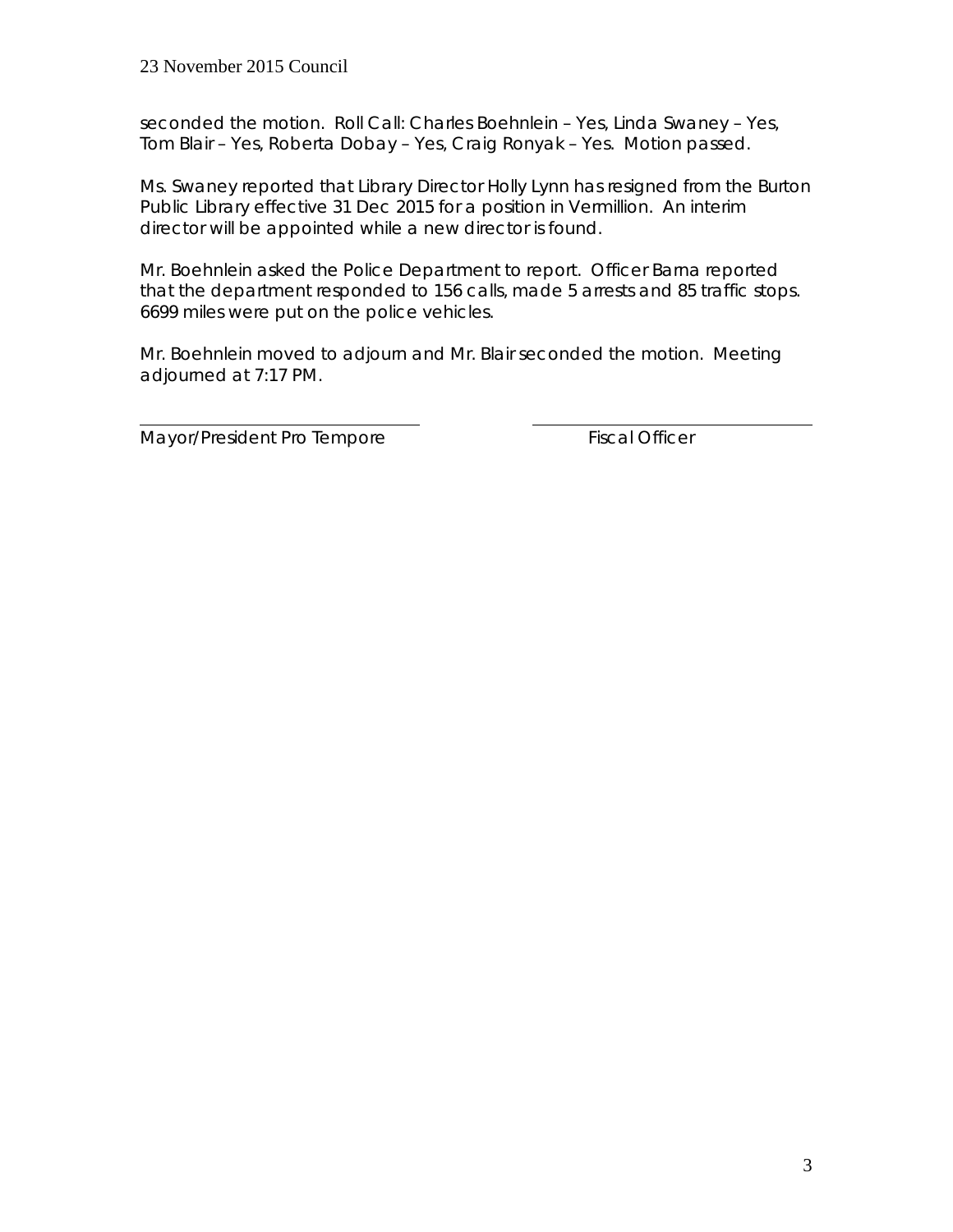seconded the motion. Roll Call: Charles Boehnlein – Yes, Linda Swaney – Yes, Tom Blair – Yes, Roberta Dobay – Yes, Craig Ronyak – Yes. Motion passed.

Ms. Swaney reported that Library Director Holly Lynn has resigned from the Burton Public Library effective 31 Dec 2015 for a position in Vermillion. An interim director will be appointed while a new director is found.

Mr. Boehnlein asked the Police Department to report. Officer Barna reported that the department responded to 156 calls, made 5 arrests and 85 traffic stops. 6699 miles were put on the police vehicles.

Mr. Boehnlein moved to adjourn and Mr. Blair seconded the motion. Meeting adjourned at 7:17 PM.

Mayor/President Pro Tempore                    Fiscal Officer